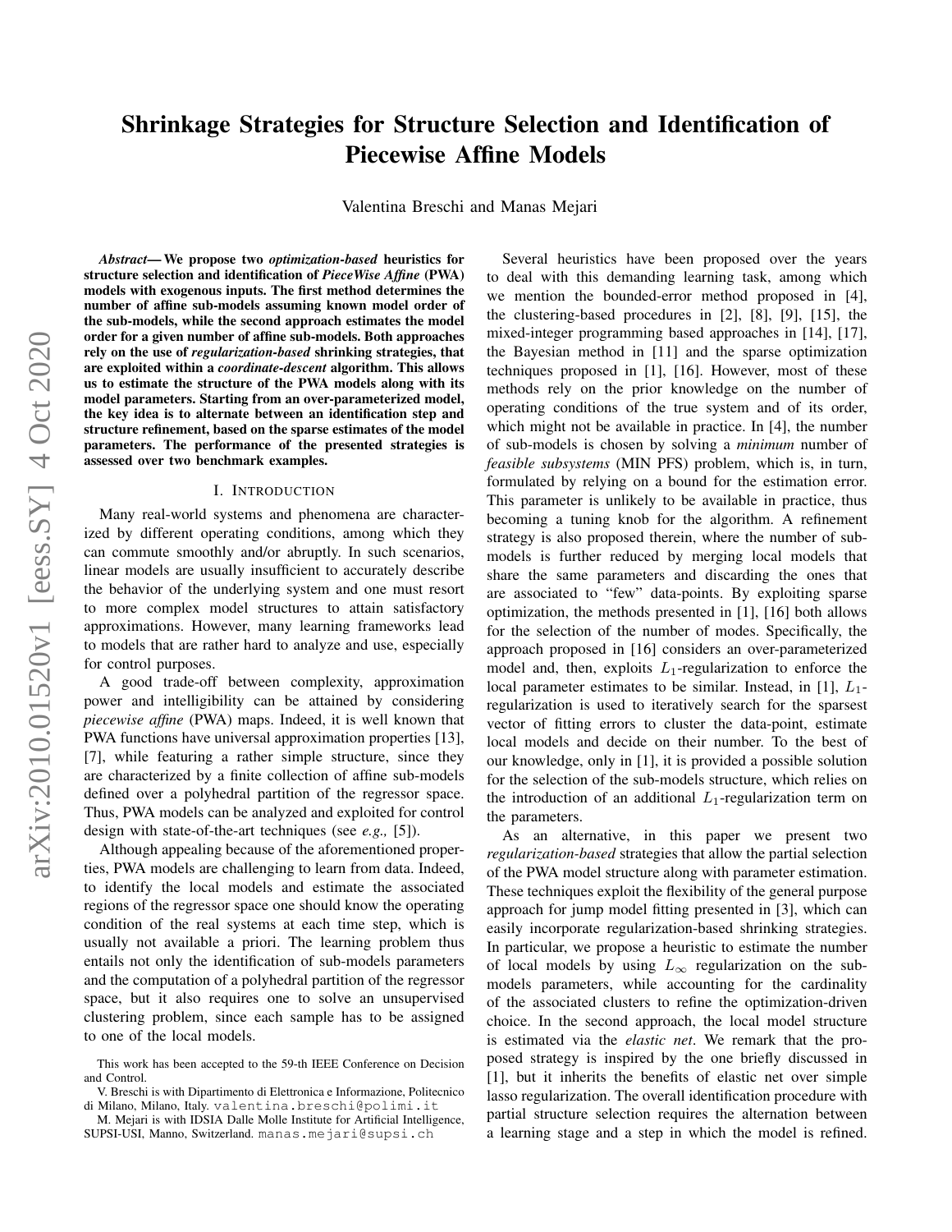# Shrinkage Strategies for Structure Selection and Identification of Piecewise Affine Models

Valentina Breschi and Manas Mejari

***Abstract*— We propose two *optimization-based* heuristics for structure selection and identification of *PieceWise Affine* (PWA) models with exogenous inputs. The first method determines the number of affine sub-models assuming known model order of the sub-models, while the second approach estimates the model order for a given number of affine sub-models. Both approaches rely on the use of *regularization-based* shrinking strategies, that are exploited within a *coordinate-descent* algorithm. This allows us to estimate the structure of the PWA models along with its model parameters. Starting from an over-parameterized model, the key idea is to alternate between an identification step and structure refinement, based on the sparse estimates of the model parameters. The performance of the presented strategies is assessed over two benchmark examples.**

## I. Introduction

Many real-world systems and phenomena are characterized by different operating conditions, among which they can commute smoothly and/or abruptly. In such scenarios, linear models are usually insufficient to accurately describe the behavior of the underlying system and one must resort to more complex model structures to attain satisfactory approximations. However, many learning frameworks lead to models that are rather hard to analyze and use, especially for control purposes.

A good trade-off between complexity, approximation power and intelligibility can be attained by considering *piecewise affine* (PWA) maps. Indeed, it is well known that PWA functions have universal approximation properties [13], [7], while featuring a rather simple structure, since they are characterized by a finite collection of affine sub-models defined over a polyhedral partition of the regressor space. Thus, PWA models can be analyzed and exploited for control design with state-of-the-art techniques (see *e.g.,* [5]).

Although appealing because of the aforementioned properties, PWA models are challenging to learn from data. Indeed, to identify the local models and estimate the associated regions of the regressor space one should know the operating condition of the real systems at each time step, which is usually not available a priori. The learning problem thus entails not only the identification of sub-models parameters and the computation of a polyhedral partition of the regressor space, but it also requires one to solve an unsupervised clustering problem, since each sample has to be assigned to one of the local models.

Several heuristics have been proposed over the years to deal with this demanding learning task, among which we mention the bounded-error method proposed in [4], the clustering-based procedures in [2], [8], [9], [15], the mixed-integer programming based approaches in [14], [17], the Bayesian method in [11] and the sparse optimization techniques proposed in [1], [16]. However, most of these methods rely on the prior knowledge on the number of operating conditions of the true system and of its order, which might not be available in practice. In [4], the number of sub-models is chosen by solving a *minimum* number of *feasible subsystems* (MIN PFS) problem, which is, in turn, formulated by relying on a bound for the estimation error. This parameter is unlikely to be available in practice, thus becoming a tuning knob for the algorithm. A refinement strategy is also proposed therein, where the number of sub-models is further reduced by merging local models that share the same parameters and discarding the ones that are associated to "few" data-points. By exploiting sparse optimization, the methods presented in [1], [16] both allows for the selection of the number of modes. Specifically, the approach proposed in [16] considers an over-parameterized model and, then, exploits $L_1$-regularization to enforce the local parameter estimates to be similar. Instead, in [1], $L_1$-regularization is used to iteratively search for the sparsest vector of fitting errors to cluster the data-point, estimate local models and decide on their number. To the best of our knowledge, only in [1], it is provided a possible solution for the selection of the sub-models structure, which relies on the introduction of an additional $L_1$-regularization term on the parameters.

As an alternative, in this paper we present two *regularization-based* strategies that allow the partial selection of the PWA model structure along with parameter estimation. These techniques exploit the flexibility of the general purpose approach for jump model fitting presented in [3], which can easily incorporate regularization-based shrinking strategies. In particular, we propose a heuristic to estimate the number of local models by using $L_\infty$ regularization on the sub-models parameters, while accounting for the cardinality of the associated clusters to refine the optimization-driven choice. In the second approach, the local model structure is estimated via the *elastic net*. We remark that the proposed strategy is inspired by the one briefly discussed in [1], but it inherits the benefits of elastic net over simple lasso regularization. The overall identification procedure with partial structure selection requires the alternation between a learning stage and a step in which the model is refined.

This work has been accepted to the 59-th IEEE Conference on Decision and Control.

V. Breschi is with Dipartimento di Elettronica e Informazione, Politecnico di Milano, Milano, Italy. valentina.breschi@polimi.it

M. Mejari is with IDSIA Dalle Molle Institute for Artificial Intelligence, SUPSI-USI, Manno, Switzerland. manas.mejari@supsi.ch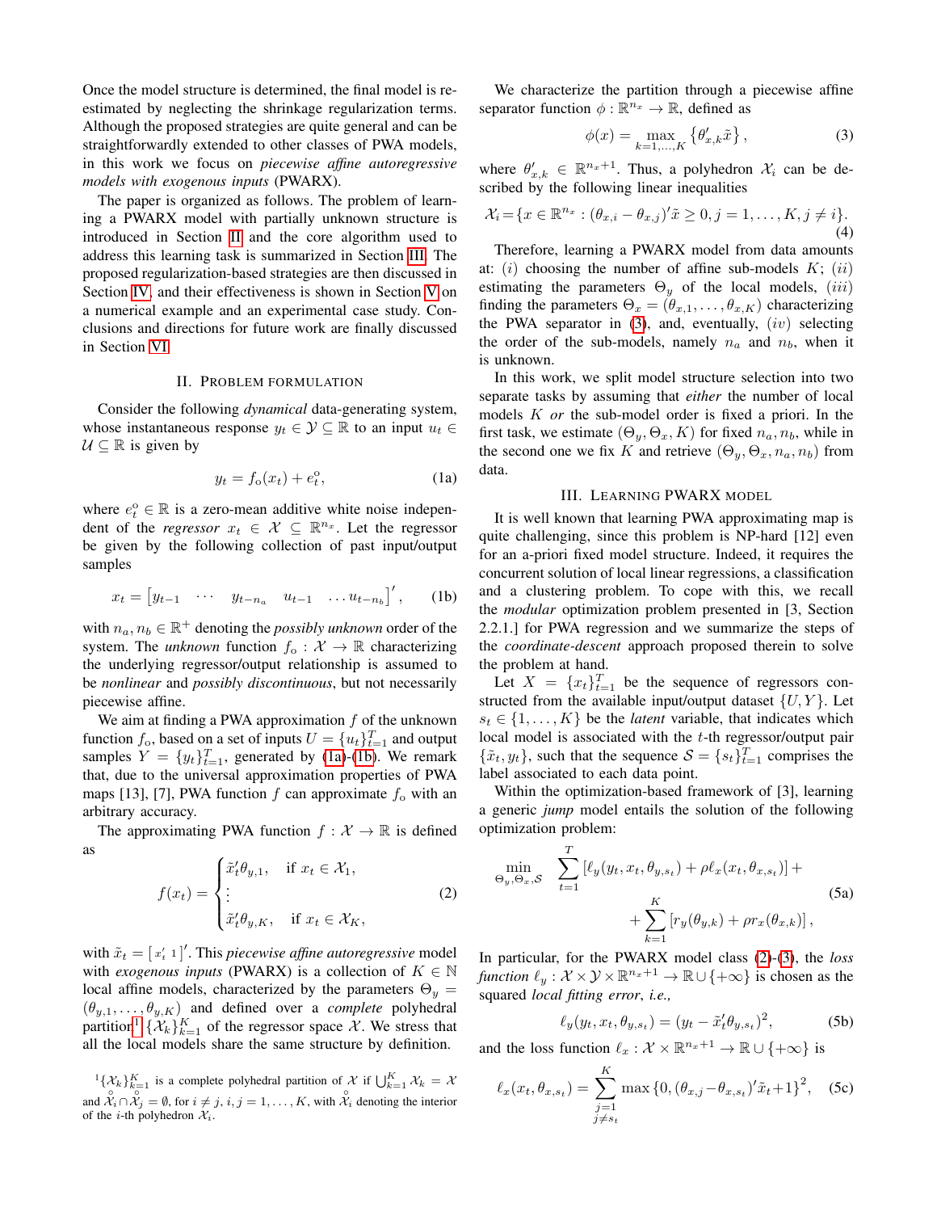Once the model structure is determined, the final model is re-estimated by neglecting the shrinkage regularization terms. Although the proposed strategies are quite general and can be straightforwardly extended to other classes of PWA models, in this work we focus on *piecewise affine autoregressive models with exogenous inputs* (PWARX).

The paper is organized as follows. The problem of learning a PWARX model with partially unknown structure is introduced in Section II and the core algorithm used to address this learning task is summarized in Section III. The proposed regularization-based strategies are then discussed in Section IV, and their effectiveness is shown in Section V on a numerical example and an experimental case study. Conclusions and directions for future work are finally discussed in Section VI.

## II. Problem formulation

Consider the following *dynamical* data-generating system, whose instantaneous response $y_t \in \mathcal{Y} \subseteq \mathbb{R}$ to an input $u_t \in \mathcal{U} \subseteq \mathbb{R}$ is given by

$$y_t = f_{\mathrm{o}}(x_t) + e_t^{\mathrm{o}}, \tag{1a}$$

where $e_t^{\mathrm{o}} \in \mathbb{R}$ is a zero-mean additive white noise independent of the *regressor* $x_t \in \mathcal{X} \subseteq \mathbb{R}^{n_x}$. Let the regressor be given by the following collection of past input/output samples

$$x_t = \begin{bmatrix} y_{t-1} & \cdots & y_{t-n_a} & u_{t-1} & \ldots u_{t-n_b} \end{bmatrix}', \tag{1b}$$

with $n_a, n_b \in \mathbb{R}^+$ denoting the *possibly unknown* order of the system. The *unknown* function $f_{\mathrm{o}} : \mathcal{X} \to \mathbb{R}$ characterizing the underlying regressor/output relationship is assumed to be *nonlinear* and *possibly discontinuous*, but not necessarily piecewise affine.

We aim at finding a PWA approximation $f$ of the unknown function $f_{\mathrm{o}}$, based on a set of inputs $U = \{u_t\}_{t=1}^T$ and output samples $Y = \{y_t\}_{t=1}^T$, generated by (1a)-(1b). We remark that, due to the universal approximation properties of PWA maps [13], [7], PWA function $f$ can approximate $f_{\mathrm{o}}$ with an arbitrary accuracy.

The approximating PWA function $f : \mathcal{X} \to \mathbb{R}$ is defined as

$$f(x_t) = \begin{cases} \tilde{x}_t' \theta_{y,1}, & \text{if } x_t \in \mathcal{X}_1, \\ \vdots \\ \tilde{x}_t' \theta_{y,K}, & \text{if } x_t \in \mathcal{X}_K, \end{cases} \tag{2}$$

with $\tilde{x}_t = [\, x_t' \;\, 1 \,]'$. This *piecewise affine autoregressive* model with *exogenous inputs* (PWARX) is a collection of $K \in \mathbb{N}$ local affine models, characterized by the parameters $\Theta_y = (\theta_{y,1}, \ldots, \theta_{y,K})$ and defined over a *complete* polyhedral partition[1] $\{\mathcal{X}_k\}_{k=1}^K$ of the regressor space $\mathcal{X}$. We stress that all the local models share the same structure by definition.

[1] $\{\mathcal{X}_k\}_{k=1}^K$ is a complete polyhedral partition of $\mathcal{X}$ if $\bigcup_{k=1}^K \mathcal{X}_k = \mathcal{X}$ and $\mathring{\mathcal{X}}_i \cap \mathring{\mathcal{X}}_j = \emptyset$, for $i \neq j$, $i, j = 1, \ldots, K$, with $\mathring{\mathcal{X}}_i$ denoting the interior of the $i$-th polyhedron $\mathcal{X}_i$.

We characterize the partition through a piecewise affine separator function $\phi : \mathbb{R}^{n_x} \to \mathbb{R}$, defined as

$$\phi(x) = \max_{k=1,\ldots,K} \left\{ \theta_{x,k}' \tilde{x} \right\}, \tag{3}$$

where $\theta_{x,k}' \in \mathbb{R}^{n_x+1}$. Thus, a polyhedron $\mathcal{X}_i$ can be described by the following linear inequalities

$$\mathcal{X}_i = \{ x \in \mathbb{R}^{n_x} : (\theta_{x,i} - \theta_{x,j})' \tilde{x} \geq 0, j = 1, \ldots, K, j \neq i \}. \tag{4}$$

Therefore, learning a PWARX model from data amounts at: $(i)$ choosing the number of affine sub-models $K$; $(ii)$ estimating the parameters $\Theta_y$ of the local models, $(iii)$ finding the parameters $\Theta_x = (\theta_{x,1}, \ldots, \theta_{x,K})$ characterizing the PWA separator in (3), and, eventually, $(iv)$ selecting the order of the sub-models, namely $n_a$ and $n_b$, when it is unknown.

In this work, we split model structure selection into two separate tasks by assuming that *either* the number of local models $K$ *or* the sub-model order is fixed a priori. In the first task, we estimate $(\Theta_y, \Theta_x, K)$ for fixed $n_a, n_b$, while in the second one we fix $K$ and retrieve $(\Theta_y, \Theta_x, n_a, n_b)$ from data.

## III. Learning PWARX model

It is well known that learning PWA approximating map is quite challenging, since this problem is NP-hard [12] even for an a-priori fixed model structure. Indeed, it requires the concurrent solution of local linear regressions, a classification and a clustering problem. To cope with this, we recall the *modular* optimization problem presented in [3, Section 2.2.1.] for PWA regression and we summarize the steps of the *coordinate-descent* approach proposed therein to solve the problem at hand.

Let $X = \{x_t\}_{t=1}^T$ be the sequence of regressors constructed from the available input/output dataset $\{U, Y\}$. Let $s_t \in \{1, \ldots, K\}$ be the *latent* variable, that indicates which local model is associated with the $t$-th regressor/output pair $\{\tilde{x}_t, y_t\}$, such that the sequence $\mathcal{S} = \{s_t\}_{t=1}^T$ comprises the label associated to each data point.

Within the optimization-based framework of [3], learning a generic *jump* model entails the solution of the following optimization problem:

$$\begin{aligned} \min_{\Theta_y, \Theta_x, \mathcal{S}} \quad & \sum_{t=1}^T \left[ \ell_y(y_t, x_t, \theta_{y,s_t}) + \rho \ell_x(x_t, \theta_{x,s_t}) \right] + \\ & + \sum_{k=1}^K \left[ r_y(\theta_{y,k}) + \rho r_x(\theta_{x,k}) \right], \end{aligned} \tag{5a}$$

In particular, for the PWARX model class (2)-(3), the *loss function* $\ell_y : \mathcal{X} \times \mathcal{Y} \times \mathbb{R}^{n_x+1} \to \mathbb{R} \cup \{+\infty\}$ is chosen as the squared *local fitting error*, *i.e.,*

$$\ell_y(y_t, x_t, \theta_{y,s_t}) = (y_t - \tilde{x}_t' \theta_{y,s_t})^2, \tag{5b}$$

and the loss function $\ell_x : \mathcal{X} \times \mathbb{R}^{n_x+1} \to \mathbb{R} \cup \{+\infty\}$ is

$$\ell_x(x_t, \theta_{x,s_t}) = \sum_{\substack{j=1 \\ j \neq s_t}}^K \max\{0, (\theta_{x,j} - \theta_{x,s_t})' \tilde{x}_t + 1\}^2, \tag{5c}$$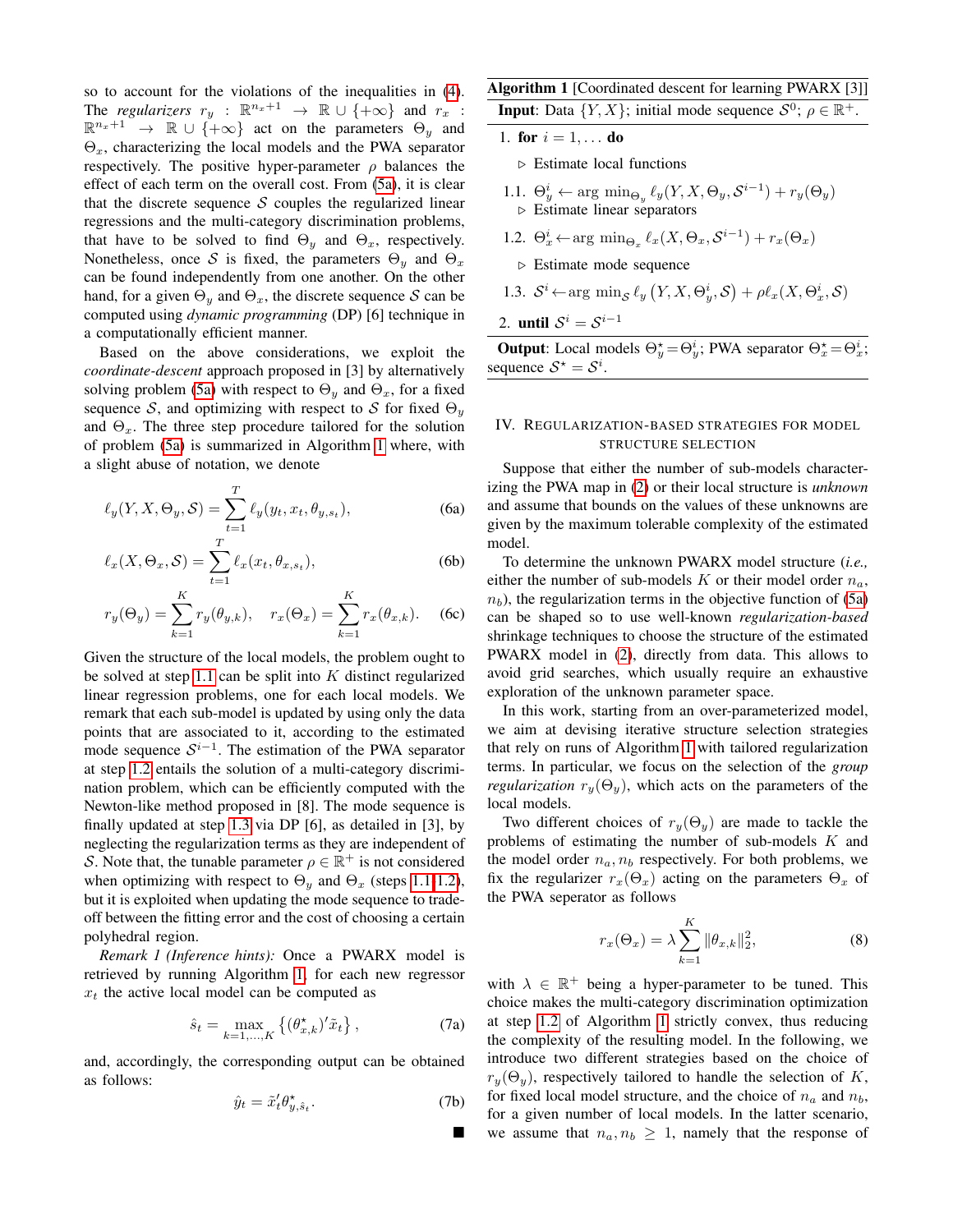so to account for the violations of the inequalities in (4). The *regularizers* $r_y : \mathbb{R}^{n_x+1} \to \mathbb{R} \cup \{+\infty\}$ and $r_x : \mathbb{R}^{n_x+1} \to \mathbb{R} \cup \{+\infty\}$ act on the parameters $\Theta_y$ and $\Theta_x$, characterizing the local models and the PWA separator respectively. The positive hyper-parameter $\rho$ balances the effect of each term on the overall cost. From (5a), it is clear that the discrete sequence $\mathcal{S}$ couples the regularized linear regressions and the multi-category discrimination problems, that have to be solved to find $\Theta_y$ and $\Theta_x$, respectively. Nonetheless, once $\mathcal{S}$ is fixed, the parameters $\Theta_y$ and $\Theta_x$ can be found independently from one another. On the other hand, for a given $\Theta_y$ and $\Theta_x$, the discrete sequence $\mathcal{S}$ can be computed using *dynamic programming* (DP) [6] technique in a computationally efficient manner.

Based on the above considerations, we exploit the *coordinate-descent* approach proposed in [3] by alternatively solving problem (5a) with respect to $\Theta_y$ and $\Theta_x$, for a fixed sequence $\mathcal{S}$, and optimizing with respect to $\mathcal{S}$ for fixed $\Theta_y$ and $\Theta_x$. The three step procedure tailored for the solution of problem (5a) is summarized in Algorithm 1 where, with a slight abuse of notation, we denote

$$\ell_y(Y, X, \Theta_y, \mathcal{S}) = \sum_{t=1}^{T} \ell_y(y_t, x_t, \theta_{y,s_t}), \tag{6a}$$

$$\ell_x(X, \Theta_x, \mathcal{S}) = \sum_{t=1}^{T} \ell_x(x_t, \theta_{x,s_t}), \tag{6b}$$

$$r_y(\Theta_y) = \sum_{k=1}^{K} r_y(\theta_{y,k}), \quad r_x(\Theta_x) = \sum_{k=1}^{K} r_x(\theta_{x,k}). \tag{6c}$$

Given the structure of the local models, the problem ought to be solved at step 1.1 can be split into $K$ distinct regularized linear regression problems, one for each local models. We remark that each sub-model is updated by using only the data points that are associated to it, according to the estimated mode sequence $\mathcal{S}^{i-1}$. The estimation of the PWA separator at step 1.2 entails the solution of a multi-category discrimination problem, which can be efficiently computed with the Newton-like method proposed in [8]. The mode sequence is finally updated at step 1.3 via DP [6], as detailed in [3], by neglecting the regularization terms as they are independent of $\mathcal{S}$. Note that, the tunable parameter $\rho \in \mathbb{R}^+$ is not considered when optimizing with respect to $\Theta_y$ and $\Theta_x$ (steps 1.1-1.2), but it is exploited when updating the mode sequence to trade-off between the fitting error and the cost of choosing a certain polyhedral region.

*Remark 1 (Inference hints):* Once a PWARX model is retrieved by running Algorithm 1, for each new regressor $x_t$ the active local model can be computed as

$$\hat{s}_t = \max_{k=1,\dots,K} \left\{ (\theta^\star_{x,k})' \tilde{x}_t \right\}, \tag{7a}$$

and, accordingly, the corresponding output can be obtained as follows:

$$\hat{y}_t = \tilde{x}_t' \theta^\star_{y,\hat{s}_t}. \tag{7b}$$

■

---

**Algorithm 1** [Coordinated descent for learning PWARX [3]]

**Input**: Data $\{Y, X\}$; initial mode sequence $\mathcal{S}^0$; $\rho \in \mathbb{R}^+$.

1. **for** $i = 1, \dots$ **do**

   ▷ Estimate local functions

   1.1. $\Theta_y^i \leftarrow \arg\min_{\Theta_y} \ell_y(Y, X, \Theta_y, \mathcal{S}^{i-1}) + r_y(\Theta_y)$

   ▷ Estimate linear separators

   1.2. $\Theta_x^i \leftarrow \arg\min_{\Theta_x} \ell_x(X, \Theta_x, \mathcal{S}^{i-1}) + r_x(\Theta_x)$

   ▷ Estimate mode sequence

   1.3. $\mathcal{S}^i \leftarrow \arg\min_{\mathcal{S}} \ell_y\left(Y, X, \Theta_y^i, \mathcal{S}\right) + \rho \ell_x(X, \Theta_x^i, \mathcal{S})$

2. **until** $\mathcal{S}^i = \mathcal{S}^{i-1}$

**Output**: Local models $\Theta_y^\star = \Theta_y^i$; PWA separator $\Theta_x^\star = \Theta_x^i$; sequence $\mathcal{S}^\star = \mathcal{S}^i$.

---

## IV. Regularization-based strategies for model structure selection

Suppose that either the number of sub-models characterizing the PWA map in (2) or their local structure is *unknown* and assume that bounds on the values of these unknowns are given by the maximum tolerable complexity of the estimated model.

To determine the unknown PWARX model structure (*i.e.,* either the number of sub-models $K$ or their model order $n_a$, $n_b$), the regularization terms in the objective function of (5a) can be shaped so to use well-known *regularization-based* shrinkage techniques to choose the structure of the estimated PWARX model in (2), directly from data. This allows to avoid grid searches, which usually require an exhaustive exploration of the unknown parameter space.

In this work, starting from an over-parameterized model, we aim at devising iterative structure selection strategies that rely on runs of Algorithm 1 with tailored regularization terms. In particular, we focus on the selection of the *group regularization* $r_y(\Theta_y)$, which acts on the parameters of the local models.

Two different choices of $r_y(\Theta_y)$ are made to tackle the problems of estimating the number of sub-models $K$ and the model order $n_a, n_b$ respectively. For both problems, we fix the regularizer $r_x(\Theta_x)$ acting on the parameters $\Theta_x$ of the PWA seperator as follows

$$r_x(\Theta_x) = \lambda \sum_{k=1}^{K} \|\theta_{x,k}\|_2^2, \tag{8}$$

with $\lambda \in \mathbb{R}^+$ being a hyper-parameter to be tuned. This choice makes the multi-category discrimination optimization at step 1.2 of Algorithm 1 strictly convex, thus reducing the complexity of the resulting model. In the following, we introduce two different strategies based on the choice of $r_y(\Theta_y)$, respectively tailored to handle the selection of $K$, for fixed local model structure, and the choice of $n_a$ and $n_b$, for a given number of local models. In the latter scenario, we assume that $n_a, n_b \geq 1$, namely that the response of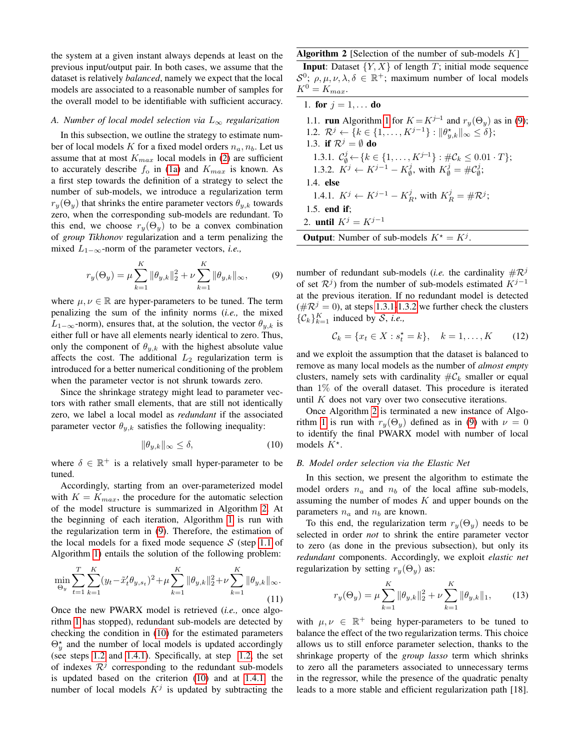the system at a given instant always depends at least on the previous input/output pair. In both cases, we assume that the dataset is relatively *balanced*, namely we expect that the local models are associated to a reasonable number of samples for the overall model to be identifiable with sufficient accuracy.

### A. Number of local model selection via $L_\infty$ regularization

In this subsection, we outline the strategy to estimate number of local models $K$ for a fixed model orders $n_a, n_b$. Let us assume that at most $K_{max}$ local models in (2) are sufficient to accurately describe $f_o$ in (1a) and $K_{max}$ is known. As a first step towards the definition of a strategy to select the number of sub-models, we introduce a regularization term $r_y(\Theta_y)$ that shrinks the entire parameter vectors $\theta_{y,k}$ towards zero, when the corresponding sub-models are redundant. To this end, we choose $r_y(\Theta_y)$ to be a convex combination of *group Tikhonov* regularization and a term penalizing the mixed $L_{1-\infty}$-norm of the parameter vectors, *i.e.,*

$$r_y(\Theta_y) = \mu \sum_{k=1}^{K} \|\theta_{y,k}\|_2^2 + \nu \sum_{k=1}^{K} \|\theta_{y,k}\|_\infty, \tag{9}$$

where $\mu, \nu \in \mathbb{R}$ are hyper-parameters to be tuned. The term penalizing the sum of the infinity norms (*i.e.,* the mixed $L_{1-\infty}$-norm), ensures that, at the solution, the vector $\theta_{y,k}$ is either full or have all elements nearly identical to zero. Thus, only the component of $\theta_{y,k}$ with the highest absolute value affects the cost. The additional $L_2$ regularization term is introduced for a better numerical conditioning of the problem when the parameter vector is not shrunk towards zero.

Since the shrinkage strategy might lead to parameter vectors with rather small elements, that are still not identically zero, we label a local model as *redundant* if the associated parameter vector $\theta_{y,k}$ satisfies the following inequality:

$$\|\theta_{y,k}\|_\infty \leq \delta, \tag{10}$$

where $\delta \in \mathbb{R}^+$ is a relatively small hyper-parameter to be tuned.

Accordingly, starting from an over-parameterized model with $K = K_{max}$, the procedure for the automatic selection of the model structure is summarized in Algorithm 2. At the beginning of each iteration, Algorithm 1 is run with the regularization term in (9). Therefore, the estimation of the local models for a fixed mode sequence $\mathcal{S}$ (step 1.1 of Algorithm 1) entails the solution of the following problem:

$$\min_{\Theta_y} \sum_{t=1}^{T} \sum_{k=1}^{K} (y_t - \tilde{x}_t' \theta_{y,s_t})^2 + \mu \sum_{k=1}^{K} \|\theta_{y,k}\|_2^2 + \nu \sum_{k=1}^{K} \|\theta_{y,k}\|_\infty. \tag{11}$$

Once the new PWARX model is retrieved (*i.e.,* once algorithm 1 has stopped), redundant sub-models are detected by checking the condition in (10) for the estimated parameters $\Theta_y^\star$ and the number of local models is updated accordingly (see steps 1.2 and 1.4.1). Specifically, at step 1.2, the set of indexes $\mathcal{R}^j$ corresponding to the redundant sub-models is updated based on the criterion (10) and at 1.4.1 the number of local models $K^j$ is updated by subtracting the

---

**Algorithm 2** [Selection of the number of sub-models $K$]

**Input**: Dataset $\{Y, X\}$ of length $T$; initial mode sequence $\mathcal{S}^0$; $\rho, \mu, \nu, \lambda, \delta \in \mathbb{R}^+$; maximum number of local models $K^0 = K_{max}$.

1. **for** $j = 1, \ldots$ **do**
   - 1.1. **run** Algorithm 1 for $K = K^{j-1}$ and $r_y(\Theta_y)$ as in (9);
   - 1.2. $\mathcal{R}^j \leftarrow \{k \in \{1, \ldots, K^{j-1}\} : \|\theta_{y,k}^\star\|_\infty \leq \delta\}$;
   - 1.3. **if** $\mathcal{R}^j = \emptyset$ **do**
     - 1.3.1. $\mathcal{C}_\emptyset^j \leftarrow \{k \in \{1, \ldots, K^{j-1}\} : \#\mathcal{C}_k \leq 0.01 \cdot T\}$;
     - 1.3.2. $K^j \leftarrow K^{j-1} - K_\emptyset^j$, with $K_\emptyset^j = \#\mathcal{C}_\emptyset^j$;
   - 1.4. **else**
     - 1.4.1. $K^j \leftarrow K^{j-1} - K_R^j$, with $K_R^j = \#\mathcal{R}^j$;
   - 1.5. **end if**;
2. **until** $K^j = K^{j-1}$

**Output**: Number of sub-models $K^\star = K^j$.

---

number of redundant sub-models (*i.e.* the cardinality $\#\mathcal{R}^j$ of set $\mathcal{R}^j$) from the number of sub-models estimated $K^{j-1}$ at the previous iteration. If no redundant model is detected ($\#\mathcal{R}^j = 0$), at steps 1.3.1-1.3.2 we further check the clusters $\{\mathcal{C}_k\}_{k=1}^K$ induced by $\mathcal{S}$, *i.e.,*

$$\mathcal{C}_k = \{x_t \in X : s_t^\star = k\}, \quad k = 1, \ldots, K \tag{12}$$

and we exploit the assumption that the dataset is balanced to remove as many local models as the number of *almost empty* clusters, namely sets with cardinality $\#\mathcal{C}_k$ smaller or equal than 1% of the overall dataset. This procedure is iterated until $K$ does not vary over two consecutive iterations.

Once Algorithm 2 is terminated a new instance of Algorithm 1 is run with $r_y(\Theta_y)$ defined as in (9) with $\nu = 0$ to identify the final PWARX model with number of local models $K^\star$.

### B. Model order selection via the Elastic Net

In this section, we present the algorithm to estimate the model orders $n_a$ and $n_b$ of the local affine sub-models, assuming the number of modes $K$ and upper bounds on the parameters $n_a$ and $n_b$ are known.

To this end, the regularization term $r_y(\Theta_y)$ needs to be selected in order *not* to shrink the entire parameter vector to zero (as done in the previous subsection), but only its *redundant* components. Accordingly, we exploit *elastic net* regularization by setting $r_y(\Theta_y)$ as:

$$r_y(\Theta_y) = \mu \sum_{k=1}^{K} \|\theta_{y,k}\|_2^2 + \nu \sum_{k=1}^{K} \|\theta_{y,k}\|_1, \tag{13}$$

with $\mu, \nu \in \mathbb{R}^+$ being hyper-parameters to be tuned to balance the effect of the two regularization terms. This choice allows us to still enforce parameter selection, thanks to the shrinkage property of the *group lasso* term which shrinks to zero all the parameters associated to unnecessary terms in the regressor, while the presence of the quadratic penalty leads to a more stable and efficient regularization path [18].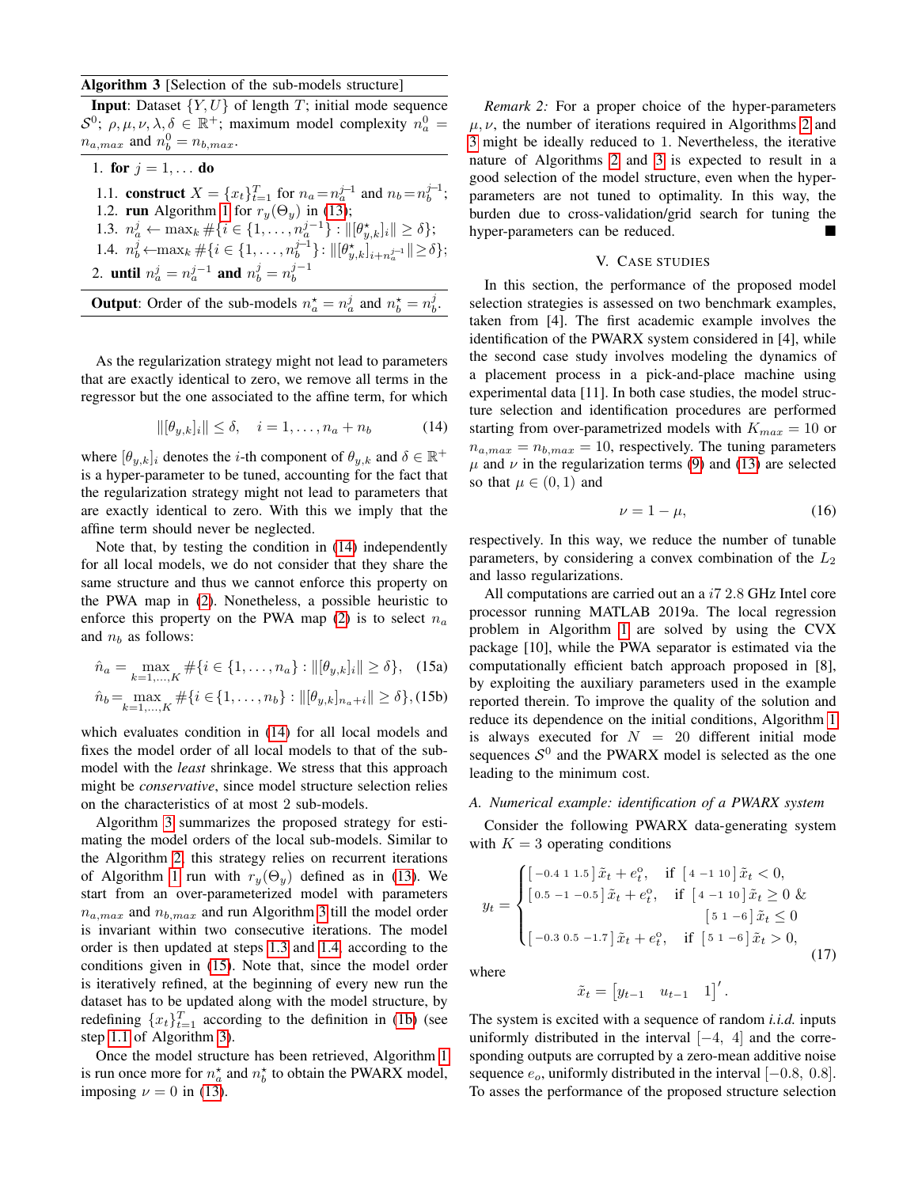**Algorithm 3** [Selection of the sub-models structure]

**Input**: Dataset $\{Y, U\}$ of length $T$; initial mode sequence $\mathcal{S}^0$; $\rho, \mu, \nu, \lambda, \delta \in \mathbb{R}^+$; maximum model complexity $n_a^0 = n_{a,max}$ and $n_b^0 = n_{b,max}$.

1. **for** $j = 1, \ldots$ **do**

   1.1. **construct** $X = \{x_t\}_{t=1}^T$ for $n_a = n_a^{j-1}$ and $n_b = n_b^{j-1}$;

   1.2. **run** Algorithm 1 for $r_y(\Theta_y)$ in (13);

   1.3. $n_a^j \leftarrow \max_k \#\{i \in \{1, \ldots, n_a^{j-1}\} : \|[\theta_{y,k}^\star]_i\| \geq \delta\}$;

   1.4. $n_b^j \leftarrow \max_k \#\{i \in \{1, \ldots, n_b^{j-1}\} : \|[\theta_{y,k}^\star]_{i+n_a^{j-1}}\| \geq \delta\}$;

2. **until** $n_a^j = n_a^{j-1}$ **and** $n_b^j = n_b^{j-1}$

**Output**: Order of the sub-models $n_a^\star = n_a^j$ and $n_b^\star = n_b^j$.

As the regularization strategy might not lead to parameters that are exactly identical to zero, we remove all terms in the regressor but the one associated to the affine term, for which

$$\|[\theta_{y,k}]_i\| \leq \delta, \quad i = 1, \ldots, n_a + n_b \tag{14}$$

where $[\theta_{y,k}]_i$ denotes the $i$-th component of $\theta_{y,k}$ and $\delta \in \mathbb{R}^+$ is a hyper-parameter to be tuned, accounting for the fact that the regularization strategy might not lead to parameters that are exactly identical to zero. With this we imply that the affine term should never be neglected.

Note that, by testing the condition in (14) independently for all local models, we do not consider that they share the same structure and thus we cannot enforce this property on the PWA map in (2). Nonetheless, a possible heuristic to enforce this property on the PWA map (2) is to select $n_a$ and $n_b$ as follows:

$$\hat{n}_a = \max_{k=1,\ldots,K} \#\{i \in \{1, \ldots, n_a\} : \|[\theta_{y,k}]_i\| \geq \delta\}, \tag{15a}$$

$$\hat{n}_b = \max_{k=1,\ldots,K} \#\{i \in \{1, \ldots, n_b\} : \|[\theta_{y,k}]_{n_a+i}\| \geq \delta\}, \tag{15b}$$

which evaluates condition in (14) for all local models and fixes the model order of all local models to that of the sub-model with the *least* shrinkage. We stress that this approach might be *conservative*, since model structure selection relies on the characteristics of at most 2 sub-models.

Algorithm 3 summarizes the proposed strategy for estimating the model orders of the local sub-models. Similar to the Algorithm 2, this strategy relies on recurrent iterations of Algorithm 1 run with $r_y(\Theta_y)$ defined as in (13). We start from an over-parameterized model with parameters $n_{a,max}$ and $n_{b,max}$ and run Algorithm 3 till the model order is invariant within two consecutive iterations. The model order is then updated at steps 1.3 and 1.4, according to the conditions given in (15). Note that, since the model order is iteratively refined, at the beginning of every new run the dataset has to be updated along with the model structure, by redefining $\{x_t\}_{t=1}^T$ according to the definition in (1b) (see step 1.1 of Algorithm 3).

Once the model structure has been retrieved, Algorithm 1 is run once more for $n_a^\star$ and $n_b^\star$ to obtain the PWARX model, imposing $\nu = 0$ in (13).

*Remark 2:* For a proper choice of the hyper-parameters $\mu, \nu$, the number of iterations required in Algorithms 2 and 3 might be ideally reduced to 1. Nevertheless, the iterative nature of Algorithms 2 and 3 is expected to result in a good selection of the model structure, even when the hyper-parameters are not tuned to optimality. In this way, the burden due to cross-validation/grid search for tuning the hyper-parameters can be reduced. ■

## V. CASE STUDIES

In this section, the performance of the proposed model selection strategies is assessed on two benchmark examples, taken from [4]. The first academic example involves the identification of the PWARX system considered in [4], while the second case study involves modeling the dynamics of a placement process in a pick-and-place machine using experimental data [11]. In both case studies, the model structure selection and identification procedures are performed starting from over-parametrized models with $K_{max} = 10$ or $n_{a,max} = n_{b,max} = 10$, respectively. The tuning parameters $\mu$ and $\nu$ in the regularization terms (9) and (13) are selected so that $\mu \in (0, 1)$ and

$$\nu = 1 - \mu, \tag{16}$$

respectively. In this way, we reduce the number of tunable parameters, by considering a convex combination of the $L_2$ and lasso regularizations.

All computations are carried out an a $i7$ 2.8 GHz Intel core processor running MATLAB 2019a. The local regression problem in Algorithm 1 are solved by using the CVX package [10], while the PWA separator is estimated via the computationally efficient batch approach proposed in [8], by exploiting the auxiliary parameters used in the example reported therein. To improve the quality of the solution and reduce its dependence on the initial conditions, Algorithm 1 is always executed for $N = 20$ different initial mode sequences $\mathcal{S}^0$ and the PWARX model is selected as the one leading to the minimum cost.

### A. Numerical example: identification of a PWARX system

Consider the following PWARX data-generating system with $K = 3$ operating conditions

$$y_t = \begin{cases} \begin{bmatrix} -0.4 & 1 & 1.5 \end{bmatrix} \tilde{x}_t + e_t^o, & \text{if } \begin{bmatrix} 4 & -1 & 10 \end{bmatrix} \tilde{x}_t < 0, \\ \begin{bmatrix} 0.5 & -1 & -0.5 \end{bmatrix} \tilde{x}_t + e_t^o, & \text{if } \begin{bmatrix} 4 & -1 & 10 \end{bmatrix} \tilde{x}_t \geq 0 \ \& \\ & \quad \begin{bmatrix} 5 & 1 & -6 \end{bmatrix} \tilde{x}_t \leq 0 \\ \begin{bmatrix} -0.3 & 0.5 & -1.7 \end{bmatrix} \tilde{x}_t + e_t^o, & \text{if } \begin{bmatrix} 5 & 1 & -6 \end{bmatrix} \tilde{x}_t > 0, \end{cases} \tag{17}$$

where

$$\tilde{x}_t = \begin{bmatrix} y_{t-1} & u_{t-1} & 1 \end{bmatrix}'.$$

The system is excited with a sequence of random *i.i.d.* inputs uniformly distributed in the interval $[-4,\ 4]$ and the corresponding outputs are corrupted by a zero-mean additive noise sequence $e_o$, uniformly distributed in the interval $[-0.8,\ 0.8]$. To asses the performance of the proposed structure selection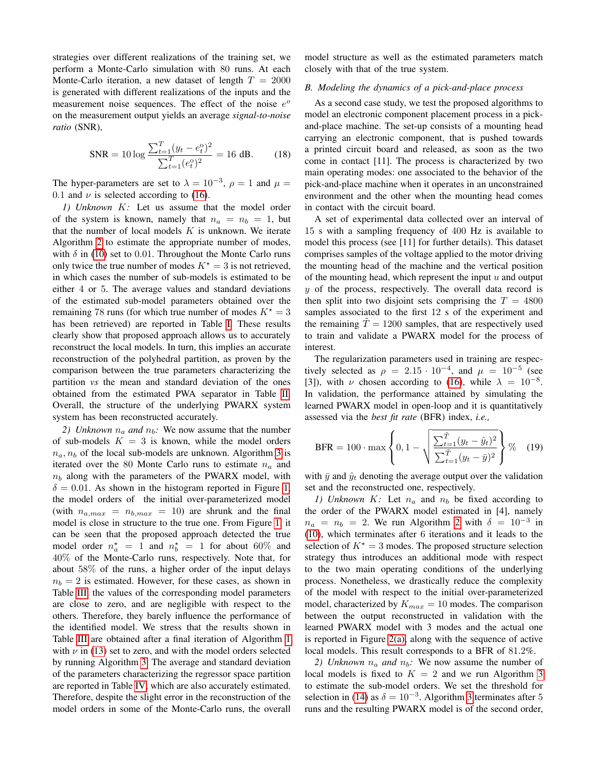strategies over different realizations of the training set, we perform a Monte-Carlo simulation with 80 runs. At each Monte-Carlo iteration, a new dataset of length $T = 2000$ is generated with different realizations of the inputs and the measurement noise sequences. The effect of the noise $e^o$ on the measurement output yields an average *signal-to-noise ratio* (SNR),

$$\text{SNR} = 10 \log \frac{\sum_{t=1}^{T}(y_t - e_t^o)^2}{\sum_{t=1}^{T}(e_t^o)^2} = 16 \text{ dB}. \tag{18}$$

The hyper-parameters are set to $\lambda = 10^{-3}$, $\rho = 1$ and $\mu = 0.1$ and $\nu$ is selected according to (16).

*1) Unknown $K$:* Let us assume that the model order of the system is known, namely that $n_a = n_b = 1$, but that the number of local models $K$ is unknown. We iterate Algorithm 2 to estimate the appropriate number of modes, with $\delta$ in (10) set to 0.01. Throughout the Monte Carlo runs only twice the true number of modes $K^\star = 3$ is not retrieved, in which cases the number of sub-models is estimated to be either 4 or 5. The average values and standard deviations of the estimated sub-model parameters obtained over the remaining 78 runs (for which true number of modes $K^\star = 3$ has been retrieved) are reported in Table I. These results clearly show that proposed approach allows us to accurately reconstruct the local models. In turn, this implies an accurate reconstruction of the polyhedral partition, as proven by the comparison between the true parameters characterizing the partition *vs* the mean and standard deviation of the ones obtained from the estimated PWA separator in Table II. Overall, the structure of the underlying PWARX system system has been reconstructed accurately.

*2) Unknown $n_a$ and $n_b$:* We now assume that the number of sub-models $K = 3$ is known, while the model orders $n_a, n_b$ of the local sub-models are unknown. Algorithm 3 is iterated over the 80 Monte Carlo runs to estimate $n_a$ and $n_b$ along with the parameters of the PWARX model, with $\delta = 0.01$. As shown in the histogram reported in Figure 1, the model orders of the initial over-parameterized model (with $n_{a,max} = n_{b,max} = 10$) are shrunk and the final model is close in structure to the true one. From Figure 1 it can be seen that the proposed approach detected the true model order $n_a^\star = 1$ and $n_b^\star = 1$ for about 60% and 40% of the Monte-Carlo runs, respectively. Note that, for about 58% of the runs, a higher order of the input delays $n_b = 2$ is estimated. However, for these cases, as shown in Table III, the values of the corresponding model parameters are close to zero, and are negligible with respect to the others. Therefore, they barely influence the performance of the identified model. We stress that the results shown in Table III are obtained after a final iteration of Algorithm 1 with $\nu$ in (13) set to zero, and with the model orders selected by running Algorithm 3. The average and standard deviation of the parameters characterizing the regressor space partition are reported in Table IV, which are also accurately estimated. Therefore, despite the slight error in the reconstruction of the model orders in some of the Monte-Carlo runs, the overall model structure as well as the estimated parameters match closely with that of the true system.

### B. Modeling the dynamics of a pick-and-place process

As a second case study, we test the proposed algorithms to model an electronic component placement process in a pick-and-place machine. The set-up consists of a mounting head carrying an electronic component, that is pushed towards a printed circuit board and released, as soon as the two come in contact [11]. The process is characterized by two main operating modes: one associated to the behavior of the pick-and-place machine when it operates in an unconstrained environment and the other when the mounting head comes in contact with the circuit board.

A set of experimental data collected over an interval of 15 s with a sampling frequency of 400 Hz is available to model this process (see [11] for further details). This dataset comprises samples of the voltage applied to the motor driving the mounting head of the machine and the vertical position of the mounting head, which represent the input $u$ and output $y$ of the process, respectively. The overall data record is then split into two disjoint sets comprising the $T = 4800$ samples associated to the first 12 s of the experiment and the remaining $\tilde{T} = 1200$ samples, that are respectively used to train and validate a PWARX model for the process of interest.

The regularization parameters used in training are respectively selected as $\rho = 2.15 \cdot 10^{-4}$, and $\mu = 10^{-5}$ (see [3]), with $\nu$ chosen according to (16), while $\lambda = 10^{-8}$. In validation, the performance attained by simulating the learned PWARX model in open-loop and it is quantitatively assessed via the *best fit rate* (BFR) index, *i.e.,*

$$\text{BFR} = 100 \cdot \max\left\{0, 1 - \sqrt{\frac{\sum_{t=1}^{\tilde{T}}(y_t - \hat{y}_t)^2}{\sum_{t=1}^{\tilde{T}}(y_t - \bar{y})^2}}\right\} \% \tag{19}$$

with $\bar{y}$ and $\hat{y}_t$ denoting the average output over the validation set and the reconstructed one, respectively.

*1) Unknown $K$:* Let $n_a$ and $n_b$ be fixed according to the order of the PWARX model estimated in [4], namely $n_a = n_b = 2$. We run Algorithm 2 with $\delta = 10^{-3}$ in (10), which terminates after 6 iterations and it leads to the selection of $K^\star = 3$ modes. The proposed structure selection strategy thus introduces an additional mode with respect to the two main operating conditions of the underlying process. Nonetheless, we drastically reduce the complexity of the model with respect to the initial over-parameterized model, characterized by $K_{max} = 10$ modes. The comparison between the output reconstructed in validation with the learned PWARX model with 3 modes and the actual one is reported in Figure 2(a), along with the sequence of active local models. This result corresponds to a BFR of 81.2%.

*2) Unknown $n_a$ and $n_b$:* We now assume the number of local models is fixed to $K = 2$ and we run Algorithm 3 to estimate the sub-model orders. We set the threshold for selection in (14) as $\delta = 10^{-3}$. Algorithm 3 terminates after 5 runs and the resulting PWARX model is of the second order,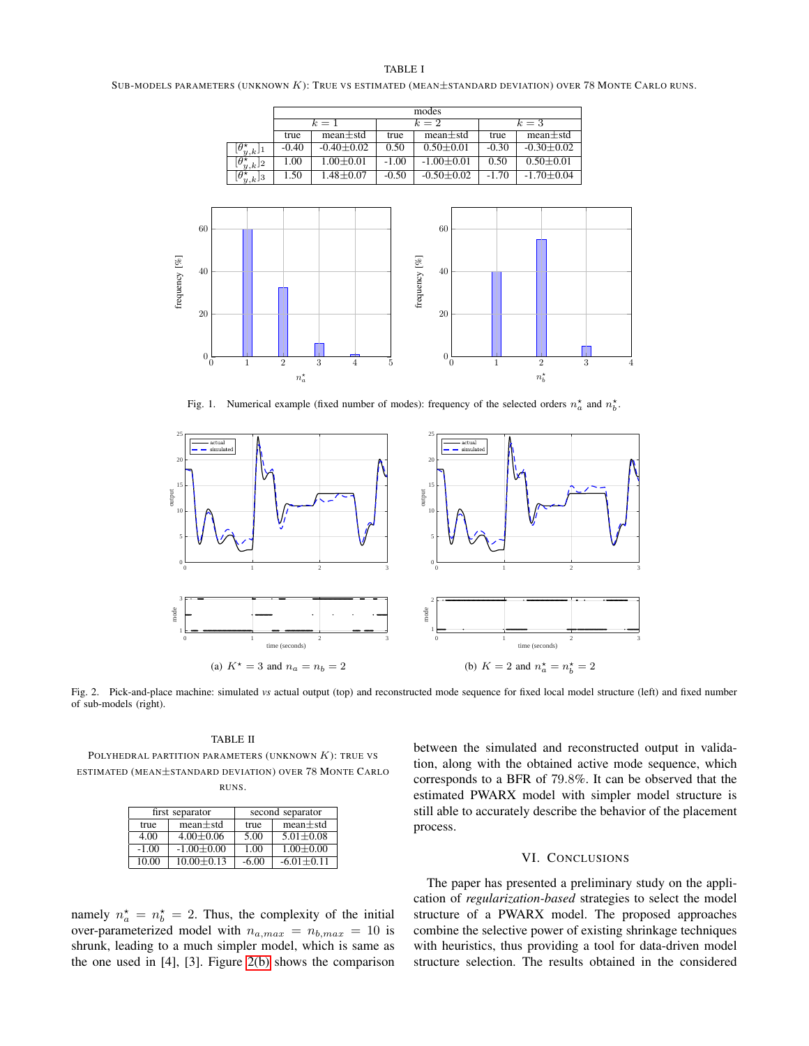TABLE I

SUB-MODELS PARAMETERS (UNKNOWN $K$): TRUE VS ESTIMATED (MEAN±STANDARD DEVIATION) OVER 78 MONTE CARLO RUNS.

| | modes | | | | | |
|---|---|---|---|---|---|---|
| | $k=1$ | | $k=2$ | | $k=3$ | |
| | true | mean±std | true | mean±std | true | mean±std |
| $[\theta^{\star}_{y,k}]_1$ | -0.40 | -0.40±0.02 | 0.50 | 0.50±0.01 | -0.30 | -0.30±0.02 |
| $[\theta^{\star}_{y,k}]_2$ | 1.00 | 1.00±0.01 | -1.00 | -1.00±0.01 | 0.50 | 0.50±0.01 |
| $[\theta^{\star}_{y,k}]_3$ | 1.50 | 1.48±0.07 | -0.50 | -0.50±0.02 | -1.70 | -1.70±0.04 |

Fig. 1. Numerical example (fixed number of modes): frequency of the selected orders $n_a^{\star}$ and $n_b^{\star}$.

(a) $K^{\star}=3$ and $n_a=n_b=2$

(b) $K=2$ and $n_a^{\star}=n_b^{\star}=2$

Fig. 2. Pick-and-place machine: simulated *vs* actual output (top) and reconstructed mode sequence for fixed local model structure (left) and fixed number of sub-models (right).

TABLE II

POLYHEDRAL PARTITION PARAMETERS (UNKNOWN $K$): TRUE VS ESTIMATED (MEAN±STANDARD DEVIATION) OVER 78 MONTE CARLO RUNS.

| first separator | | second separator | |
|---|---|---|---|
| true | mean±std | true | mean±std |
| 4.00 | 4.00±0.06 | 5.00 | 5.01±0.08 |
| -1.00 | -1.00±0.00 | 1.00 | 1.00±0.00 |
| 10.00 | 10.00±0.13 | -6.00 | -6.01±0.11 |

namely $n_a^{\star}=n_b^{\star}=2$. Thus, the complexity of the initial over-parameterized model with $n_{a,max}=n_{b,max}=10$ is shrunk, leading to a much simpler model, which is same as the one used in [4], [3]. Figure 2(b) shows the comparison between the simulated and reconstructed output in validation, along with the obtained active mode sequence, which corresponds to a BFR of 79.8%. It can be observed that the estimated PWARX model with simpler model structure is still able to accurately describe the behavior of the placement process.

## VI. CONCLUSIONS

The paper has presented a preliminary study on the application of *regularization-based* strategies to select the model structure of a PWARX model. The proposed approaches combine the selective power of existing shrinkage techniques with heuristics, thus providing a tool for data-driven model structure selection. The results obtained in the considered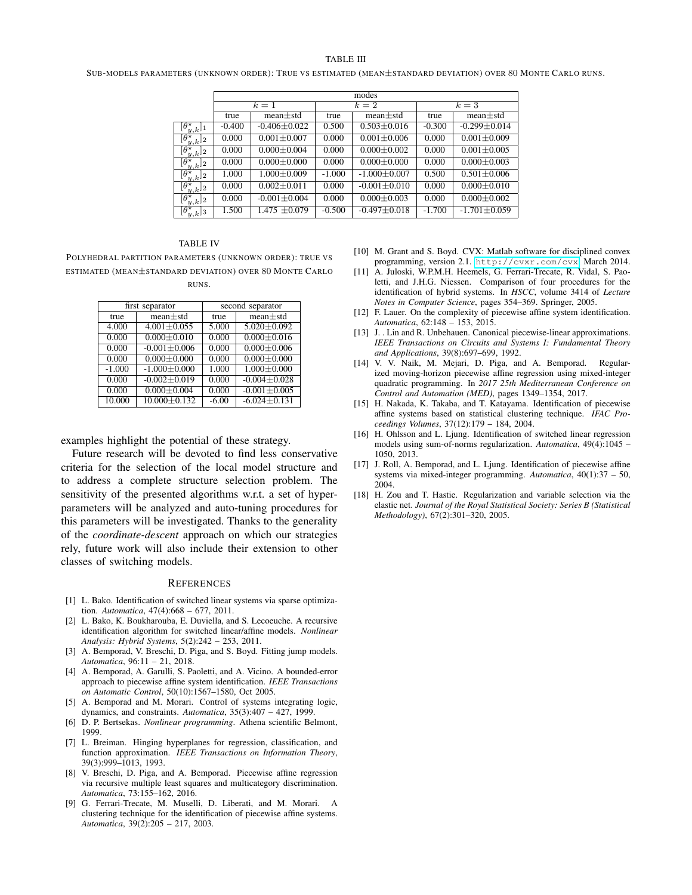TABLE III

SUB-MODELS PARAMETERS (UNKNOWN ORDER): TRUE VS ESTIMATED (MEAN±STANDARD DEVIATION) OVER 80 MONTE CARLO RUNS.

| | modes | | | | | |
|---|---|---|---|---|---|---|
| | $k=1$ | | $k=2$ | | $k=3$ | |
| | true | mean±std | true | mean±std | true | mean±std |
| $[\theta^{\star}_{y,k}]_1$ | -0.400 | -0.406±0.022 | 0.500 | 0.503±0.016 | -0.300 | -0.299±0.014 |
| $[\theta^{\star}_{y,k}]_2$ | 0.000 | 0.001±0.007 | 0.000 | 0.001±0.006 | 0.000 | 0.001±0.009 |
| $[\theta^{\star}_{y,k}]_2$ | 0.000 | 0.000±0.004 | 0.000 | 0.000±0.002 | 0.000 | 0.001±0.005 |
| $[\theta^{\star}_{y,k}]_2$ | 0.000 | 0.000±0.000 | 0.000 | 0.000±0.000 | 0.000 | 0.000±0.003 |
| $[\theta^{\star}_{y,k}]_2$ | 1.000 | 1.000±0.009 | -1.000 | -1.000±0.007 | 0.500 | 0.501±0.006 |
| $[\theta^{\star}_{y,k}]_2$ | 0.000 | 0.002±0.011 | 0.000 | -0.001±0.010 | 0.000 | 0.000±0.010 |
| $[\theta^{\star}_{y,k}]_2$ | 0.000 | -0.001±0.004 | 0.000 | 0.000±0.003 | 0.000 | 0.000±0.002 |
| $[\theta^{\star}_{y,k}]_3$ | 1.500 | 1.475 ±0.079 | -0.500 | -0.497±0.018 | -1.700 | -1.701±0.059 |

TABLE IV

POLYHEDRAL PARTITION PARAMETERS (UNKNOWN ORDER): TRUE VS ESTIMATED (MEAN±STANDARD DEVIATION) OVER 80 MONTE CARLO RUNS.

| first separator | | second separator | |
|---|---|---|---|
| true | mean±std | true | mean±std |
| 4.000 | 4.001±0.055 | 5.000 | 5.020±0.092 |
| 0.000 | 0.000±0.010 | 0.000 | 0.000±0.016 |
| 0.000 | -0.001±0.006 | 0.000 | 0.000±0.006 |
| 0.000 | 0.000±0.000 | 0.000 | 0.000±0.000 |
| -1.000 | -1.000±0.000 | 1.000 | 1.000±0.000 |
| 0.000 | -0.002±0.019 | 0.000 | -0.004±0.028 |
| 0.000 | 0.000±0.004 | 0.000 | -0.001±0.005 |
| 10.000 | 10.000±0.132 | -6.00 | -6.024±0.131 |

examples highlight the potential of these strategy.

Future research will be devoted to find less conservative criteria for the selection of the local model structure and to address a complete structure selection problem. The sensitivity of the presented algorithms w.r.t. a set of hyper-parameters will be analyzed and auto-tuning procedures for this parameters will be investigated. Thanks to the generality of the *coordinate-descent* approach on which our strategies rely, future work will also include their extension to other classes of switching models.

## REFERENCES

[1] L. Bako. Identification of switched linear systems via sparse optimization. *Automatica*, 47(4):668 – 677, 2011.

[2] L. Bako, K. Boukharouba, E. Duviella, and S. Lecoeuche. A recursive identification algorithm for switched linear/affine models. *Nonlinear Analysis: Hybrid Systems*, 5(2):242 – 253, 2011.

[3] A. Bemporad, V. Breschi, D. Piga, and S. Boyd. Fitting jump models. *Automatica*, 96:11 – 21, 2018.

[4] A. Bemporad, A. Garulli, S. Paoletti, and A. Vicino. A bounded-error approach to piecewise affine system identification. *IEEE Transactions on Automatic Control*, 50(10):1567–1580, Oct 2005.

[5] A. Bemporad and M. Morari. Control of systems integrating logic, dynamics, and constraints. *Automatica*, 35(3):407 – 427, 1999.

[6] D. P. Bertsekas. *Nonlinear programming*. Athena scientific Belmont, 1999.

[7] L. Breiman. Hinging hyperplanes for regression, classification, and function approximation. *IEEE Transactions on Information Theory*, 39(3):999–1013, 1993.

[8] V. Breschi, D. Piga, and A. Bemporad. Piecewise affine regression via recursive multiple least squares and multicategory discrimination. *Automatica*, 73:155–162, 2016.

[9] G. Ferrari-Trecate, M. Muselli, D. Liberati, and M. Morari. A clustering technique for the identification of piecewise affine systems. *Automatica*, 39(2):205 – 217, 2003.

[10] M. Grant and S. Boyd. CVX: Matlab software for disciplined convex programming, version 2.1. http://cvxr.com/cvx, March 2014.

[11] A. Juloski, W.P.M.H. Heemels, G. Ferrari-Trecate, R. Vidal, S. Paoletti, and J.H.G. Niessen. Comparison of four procedures for the identification of hybrid systems. In *HSCC*, volume 3414 of *Lecture Notes in Computer Science*, pages 354–369. Springer, 2005.

[12] F. Lauer. On the complexity of piecewise affine system identification. *Automatica*, 62:148 – 153, 2015.

[13] J. . Lin and R. Unbehauen. Canonical piecewise-linear approximations. *IEEE Transactions on Circuits and Systems I: Fundamental Theory and Applications*, 39(8):697–699, 1992.

[14] V. V. Naik, M. Mejari, D. Piga, and A. Bemporad. Regularized moving-horizon piecewise affine regression using mixed-integer quadratic programming. In *2017 25th Mediterranean Conference on Control and Automation (MED)*, pages 1349–1354, 2017.

[15] H. Nakada, K. Takaba, and T. Katayama. Identification of piecewise affine systems based on statistical clustering technique. *IFAC Proceedings Volumes*, 37(12):179 – 184, 2004.

[16] H. Ohlsson and L. Ljung. Identification of switched linear regression models using sum-of-norms regularization. *Automatica*, 49(4):1045 – 1050, 2013.

[17] J. Roll, A. Bemporad, and L. Ljung. Identification of piecewise affine systems via mixed-integer programming. *Automatica*, 40(1):37 – 50, 2004.

[18] H. Zou and T. Hastie. Regularization and variable selection via the elastic net. *Journal of the Royal Statistical Society: Series B (Statistical Methodology)*, 67(2):301–320, 2005.